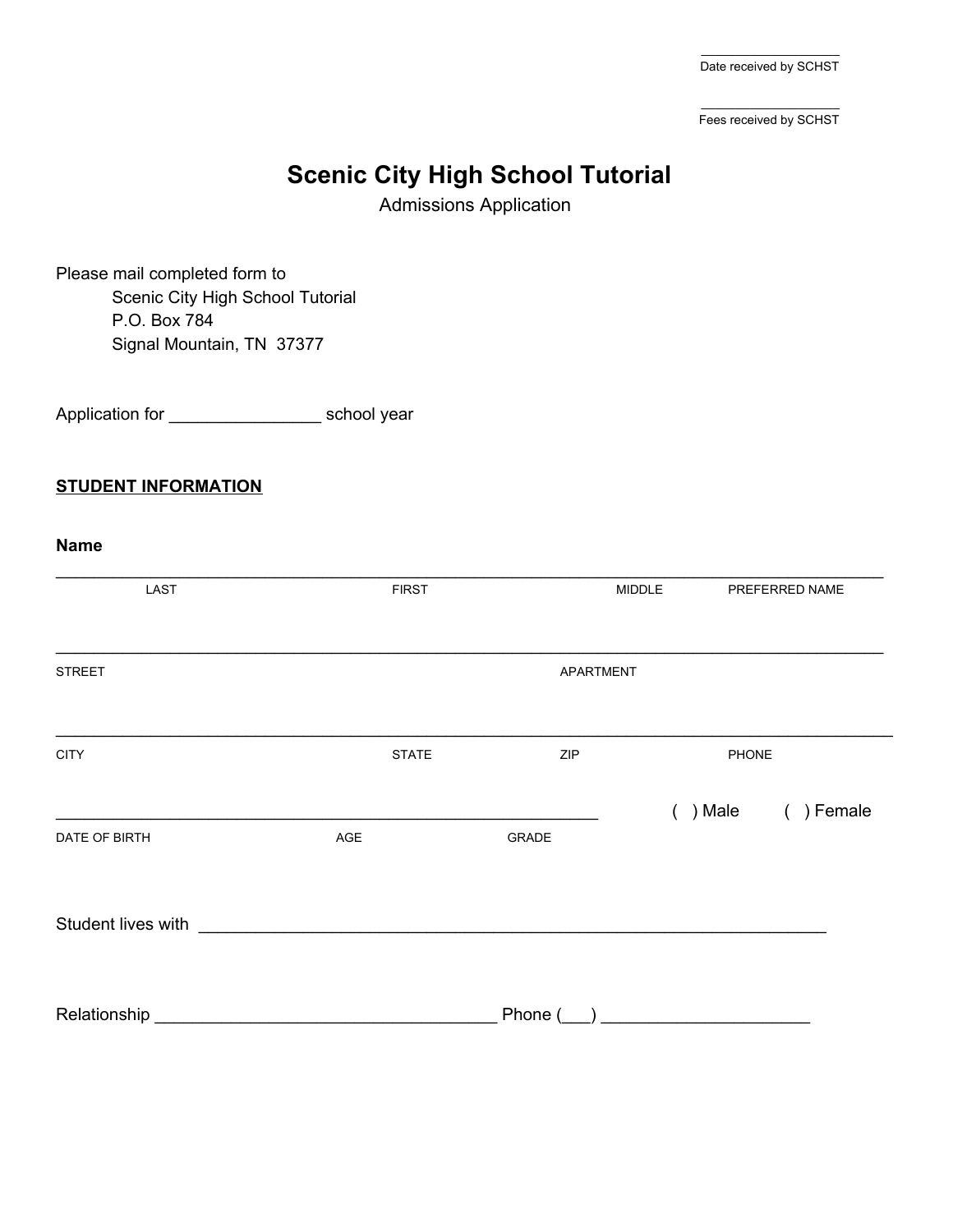_______________
Date received by SCHST

_______________
Fees received by SCHST

# Scenic City High School Tutorial

Admissions Application

Please mail completed form to

Scenic City High School Tutorial
P.O. Box 784
Signal Mountain, TN 37377

Application for ________________ school year

**STUDENT INFORMATION**

**Name**

_______________________________________________________________________________

LAST FIRST MIDDLE PREFERRED NAME

_______________________________________________________________________________

STREET APARTMENT

_______________________________________________________________________________

CITY STATE ZIP PHONE

___________________________________________________________ ( ) Male ( ) Female

DATE OF BIRTH AGE GRADE

Student lives with ____________________________________________________________________

Relationship ____________________________________ Phone (___) _____________________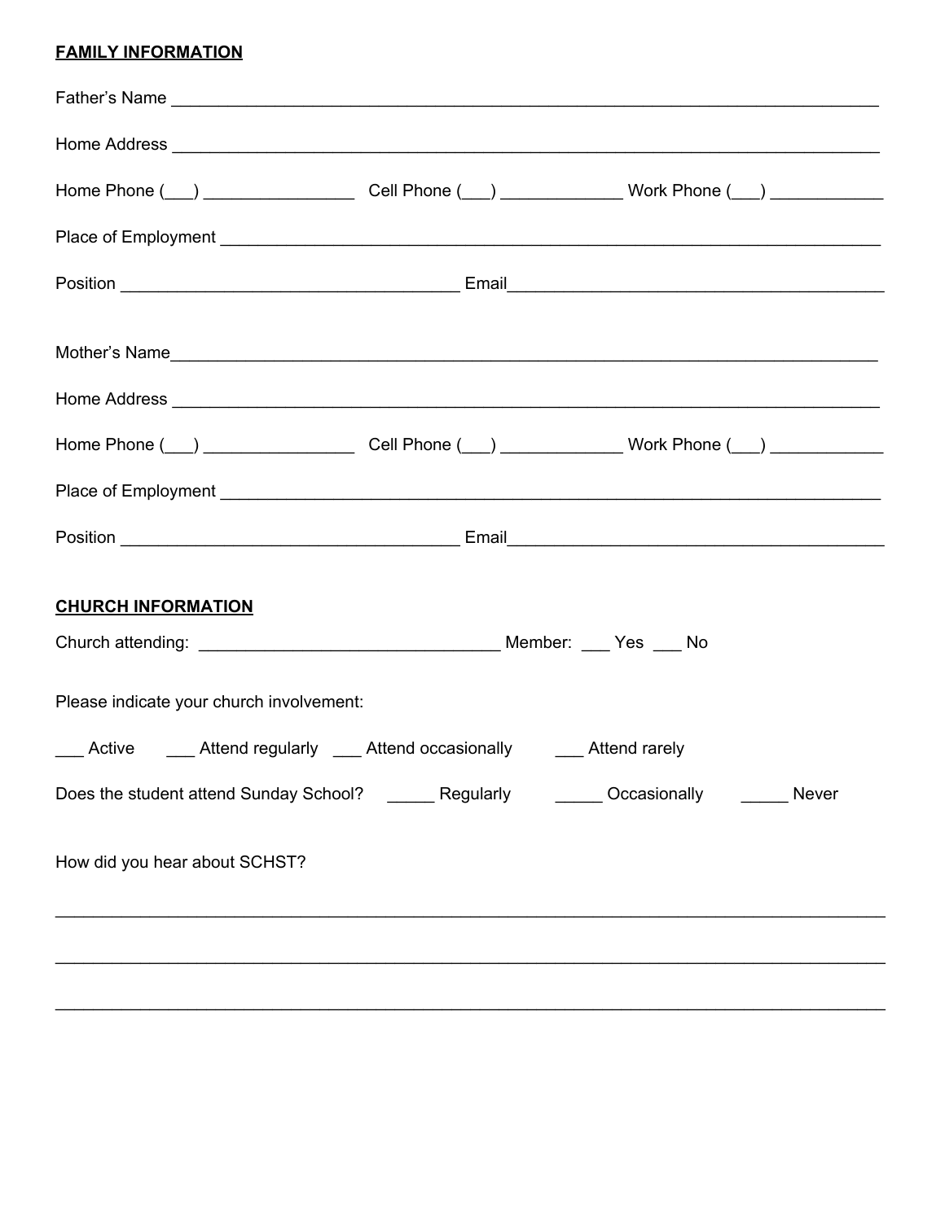**FAMILY INFORMATION**

Father's Name ___________________________________________________________________________

Home Address ___________________________________________________________________________

Home Phone (___) ________________ Cell Phone (___) _____________ Work Phone (___) ____________

Place of Employment ______________________________________________________________________

Position ____________________________________ Email________________________________________

Mother's Name___________________________________________________________________________

Home Address ___________________________________________________________________________

Home Phone (___) ________________ Cell Phone (___) _____________ Work Phone (___) ____________

Place of Employment ______________________________________________________________________

Position ____________________________________ Email________________________________________

**CHURCH INFORMATION**

Church attending: ________________________________ Member: ___ Yes ___ No

Please indicate your church involvement:

___ Active ___ Attend regularly ___ Attend occasionally ___ Attend rarely

Does the student attend Sunday School? _____ Regularly _____ Occasionally _____ Never

How did you hear about SCHST?

______________________________________________________________________________________

______________________________________________________________________________________

______________________________________________________________________________________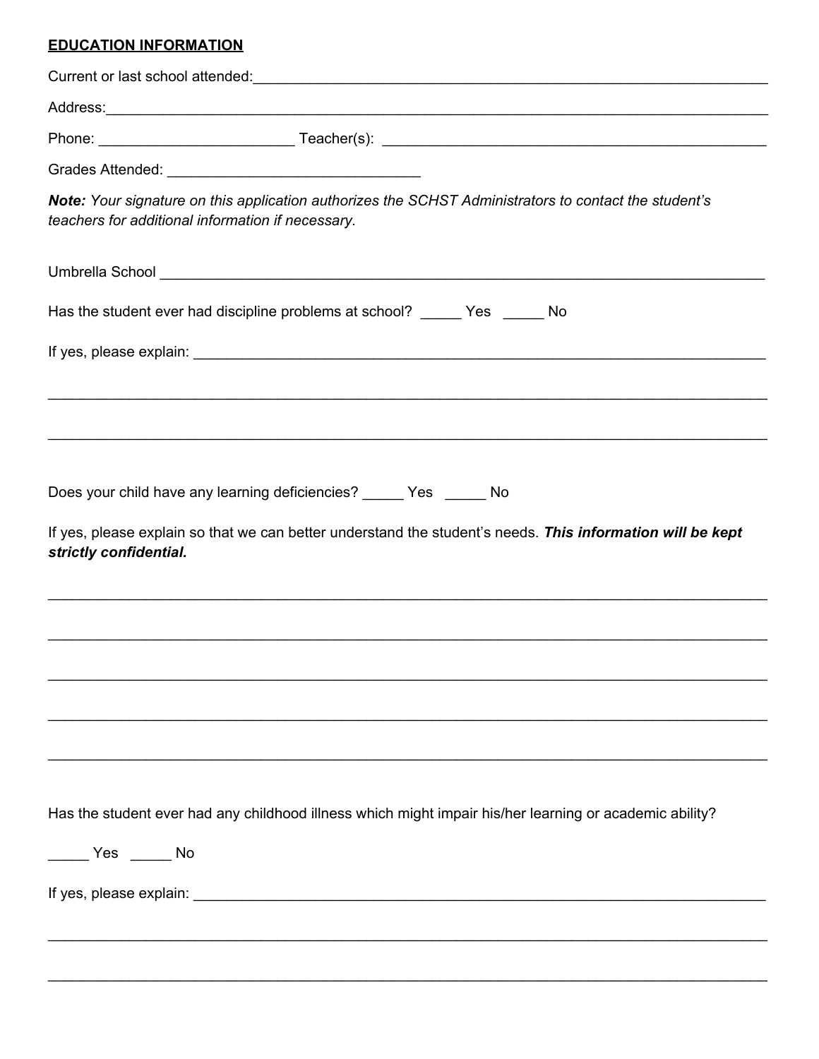**EDUCATION INFORMATION**

Current or last school attended:___________________________________________________________________

Address:__________________________________________________________________________________

Phone: ________________________ Teacher(s): _______________________________________________

Grades Attended: _______________________________

***Note:*** *Your signature on this application authorizes the SCHST Administrators to contact the student's teachers for additional information if necessary.*

Umbrella School __________________________________________________________________________

Has the student ever had discipline problems at school? _____ Yes _____ No

If yes, please explain: _______________________________________________________________________

__________________________________________________________________________________________

__________________________________________________________________________________________

Does your child have any learning deficiencies? _____ Yes _____ No

If yes, please explain so that we can better understand the student's needs. ***This information will be kept strictly confidential.***

__________________________________________________________________________________________

__________________________________________________________________________________________

__________________________________________________________________________________________

__________________________________________________________________________________________

__________________________________________________________________________________________

Has the student ever had any childhood illness which might impair his/her learning or academic ability?

_____ Yes _____ No

If yes, please explain: _______________________________________________________________________

__________________________________________________________________________________________

__________________________________________________________________________________________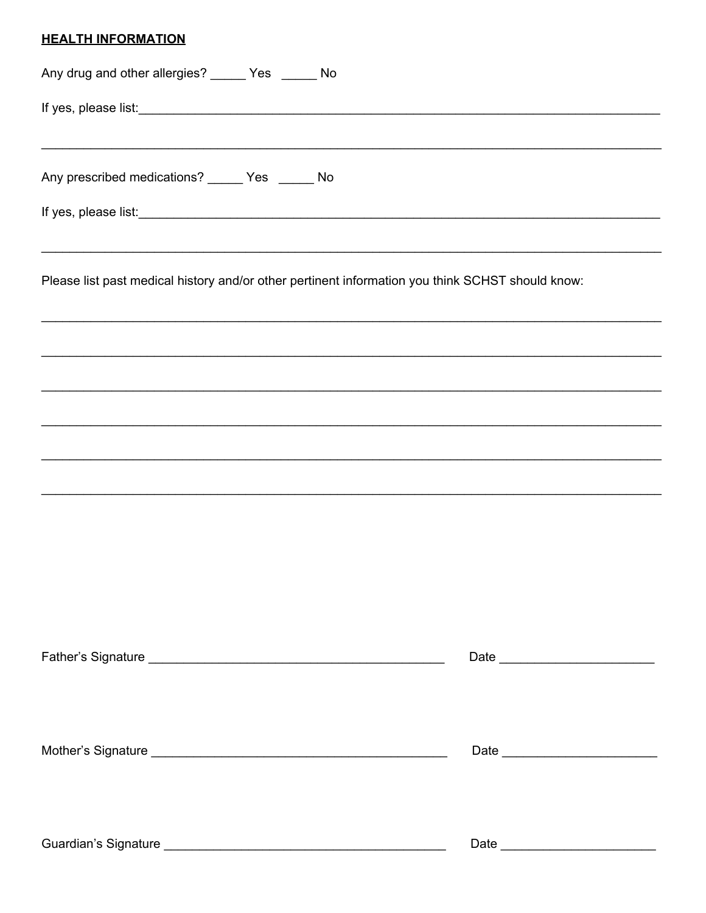**HEALTH INFORMATION**

Any drug and other allergies? _____ Yes _____ No

If yes, please list:_______________________________________________________________________________

_______________________________________________________________________________________________

Any prescribed medications? _____ Yes _____ No

If yes, please list:_______________________________________________________________________________

_______________________________________________________________________________________________

Please list past medical history and/or other pertinent information you think SCHST should know:

_______________________________________________________________________________________________

_______________________________________________________________________________________________

_______________________________________________________________________________________________

_______________________________________________________________________________________________

_______________________________________________________________________________________________

_______________________________________________________________________________________________

Father's Signature ____________________________________________ Date ______________________

Mother's Signature ____________________________________________ Date ______________________

Guardian's Signature __________________________________________ Date ______________________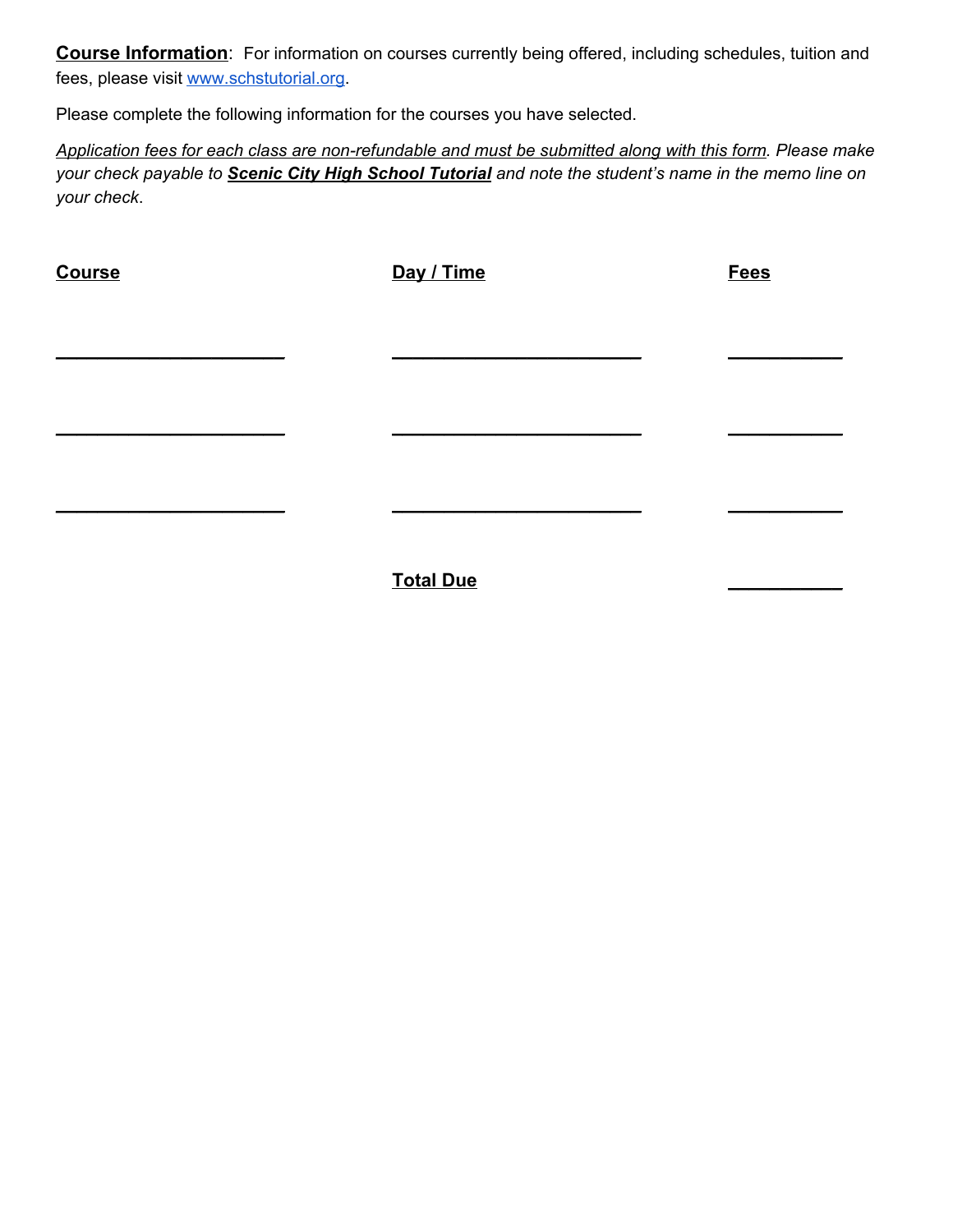**Course Information**: For information on courses currently being offered, including schedules, tuition and fees, please visit www.schstutorial.org.

Please complete the following information for the courses you have selected.

*Application fees for each class are non-refundable and must be submitted along with this form. Please make your check payable to* ***Scenic City High School Tutorial*** *and note the student's name in the memo line on your check.*

| **Course** | **Day / Time** | **Fees** |
| --- | --- | --- |
| ______________________ | ________________________ | ___________ |
| ______________________ | ________________________ | ___________ |
| ______________________ | ________________________ | ___________ |
| | **Total Due** | ___________ |